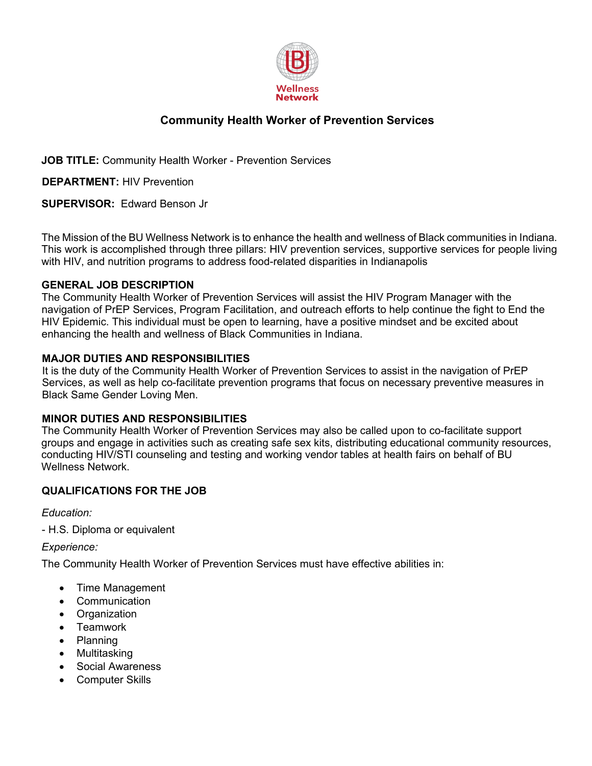Wellness Network

# Community Health Worker of Prevention Services

**JOB TITLE:** Community Health Worker - Prevention Services

**DEPARTMENT:** HIV Prevention

**SUPERVISOR:** Edward Benson Jr

The Mission of the BU Wellness Network is to enhance the health and wellness of Black communities in Indiana. This work is accomplished through three pillars: HIV prevention services, supportive services for people living with HIV, and nutrition programs to address food-related disparities in Indianapolis

**GENERAL JOB DESCRIPTION**

The Community Health Worker of Prevention Services will assist the HIV Program Manager with the navigation of PrEP Services, Program Facilitation, and outreach efforts to help continue the fight to End the HIV Epidemic. This individual must be open to learning, have a positive mindset and be excited about enhancing the health and wellness of Black Communities in Indiana.

**MAJOR DUTIES AND RESPONSIBILITIES**

It is the duty of the Community Health Worker of Prevention Services to assist in the navigation of PrEP Services, as well as help co-facilitate prevention programs that focus on necessary preventive measures in Black Same Gender Loving Men.

**MINOR DUTIES AND RESPONSIBILITIES**

The Community Health Worker of Prevention Services may also be called upon to co-facilitate support groups and engage in activities such as creating safe sex kits, distributing educational community resources, conducting HIV/STI counseling and testing and working vendor tables at health fairs on behalf of BU Wellness Network.

**QUALIFICATIONS FOR THE JOB**

*Education:*

- H.S. Diploma or equivalent

*Experience:*

The Community Health Worker of Prevention Services must have effective abilities in:

- Time Management
- Communication
- Organization
- Teamwork
- Planning
- Multitasking
- Social Awareness
- Computer Skills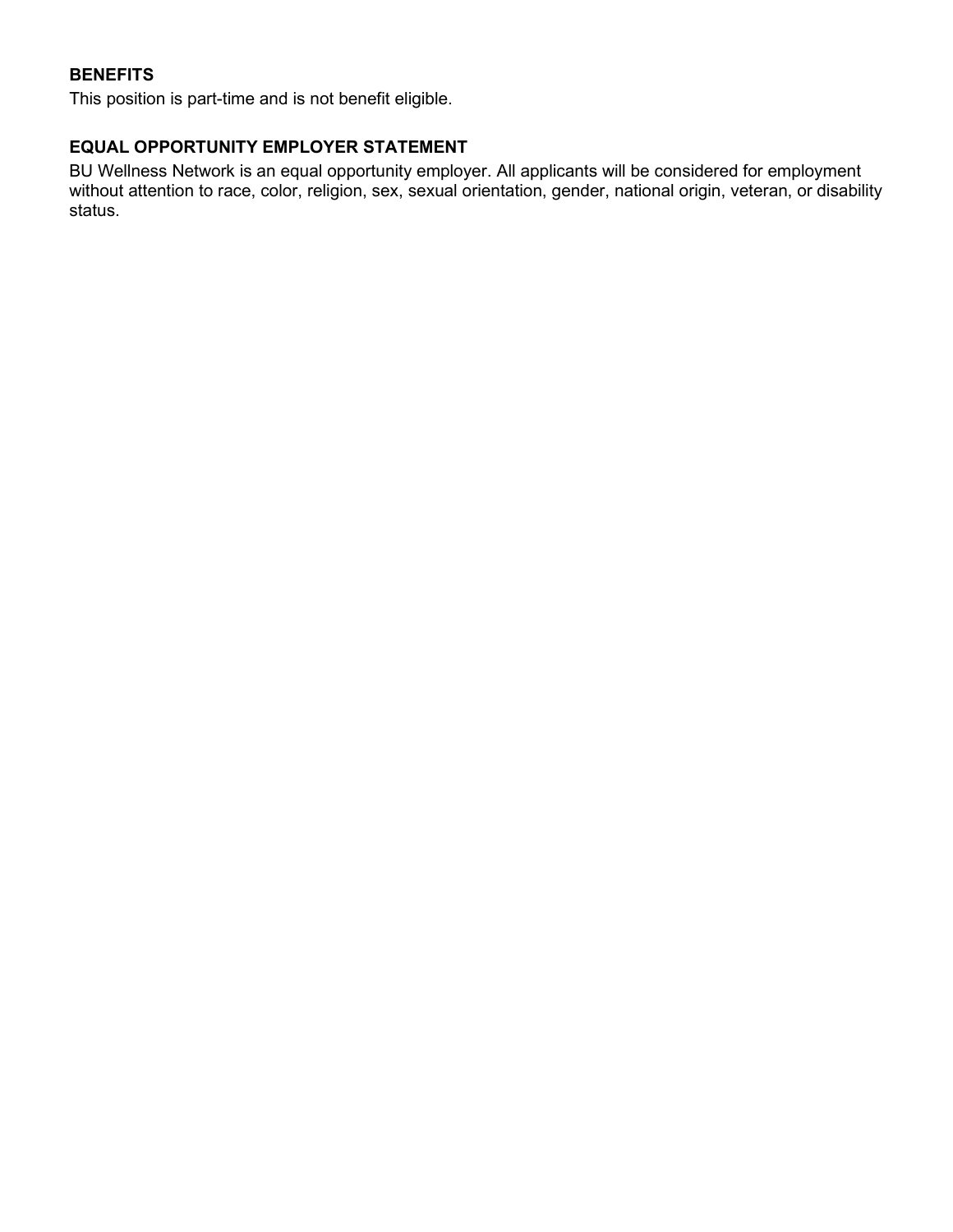**BENEFITS**

This position is part-time and is not benefit eligible.

**EQUAL OPPORTUNITY EMPLOYER STATEMENT**

BU Wellness Network is an equal opportunity employer. All applicants will be considered for employment without attention to race, color, religion, sex, sexual orientation, gender, national origin, veteran, or disability status.